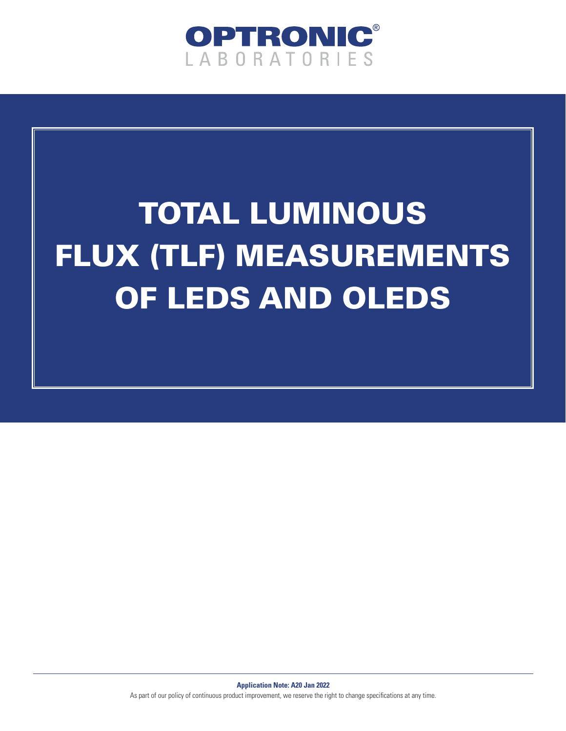OPTRONIC®
LABORATORIES

# TOTAL LUMINOUS FLUX (TLF) MEASUREMENTS OF LEDS AND OLEDS

**Application Note: A20 Jan 2022**

As part of our policy of continuous product improvement, we reserve the right to change specifications at any time.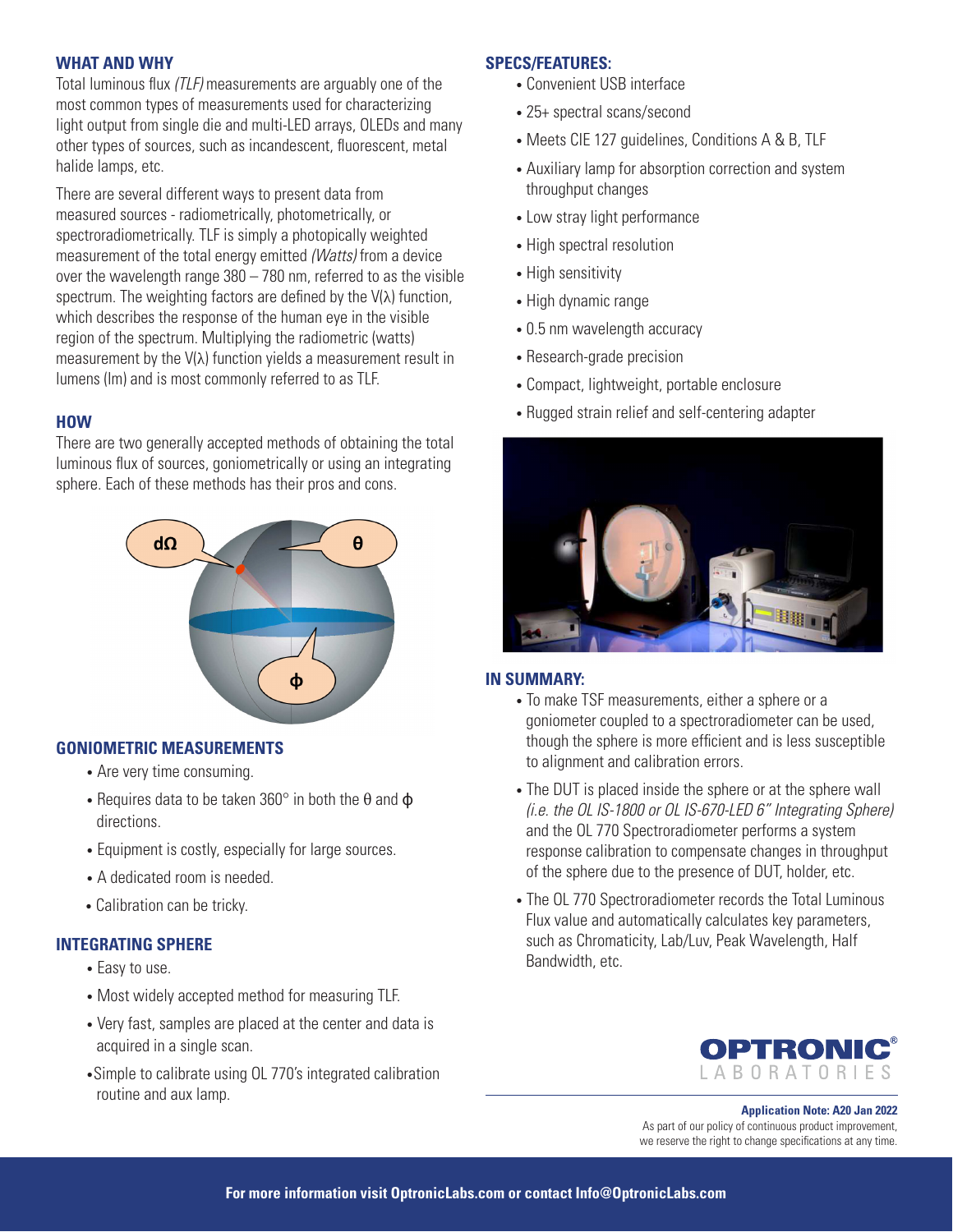## WHAT AND WHY

Total luminous flux *(TLF)* measurements are arguably one of the most common types of measurements used for characterizing light output from single die and multi-LED arrays, OLEDs and many other types of sources, such as incandescent, fluorescent, metal halide lamps, etc.

There are several different ways to present data from measured sources - radiometrically, photometrically, or spectroradiometrically. TLF is simply a photopically weighted measurement of the total energy emitted *(Watts)* from a device over the wavelength range 380 – 780 nm, referred to as the visible spectrum. The weighting factors are defined by the V(λ) function, which describes the response of the human eye in the visible region of the spectrum. Multiplying the radiometric (watts) measurement by the V(λ) function yields a measurement result in lumens (lm) and is most commonly referred to as TLF.

## HOW

There are two generally accepted methods of obtaining the total luminous flux of sources, goniometrically or using an integrating sphere. Each of these methods has their pros and cons.

dΩ

θ

ϕ

## GONIOMETRIC MEASUREMENTS

- Are very time consuming.
- Requires data to be taken 360° in both the θ and ϕ directions.
- Equipment is costly, especially for large sources.
- A dedicated room is needed.
- Calibration can be tricky.

## INTEGRATING SPHERE

- Easy to use.
- Most widely accepted method for measuring TLF.
- Very fast, samples are placed at the center and data is acquired in a single scan.
- Simple to calibrate using OL 770's integrated calibration routine and aux lamp.

## SPECS/FEATURES:

- Convenient USB interface
- 25+ spectral scans/second
- Meets CIE 127 guidelines, Conditions A & B, TLF
- Auxiliary lamp for absorption correction and system throughput changes
- Low stray light performance
- High spectral resolution
- High sensitivity
- High dynamic range
- 0.5 nm wavelength accuracy
- Research-grade precision
- Compact, lightweight, portable enclosure
- Rugged strain relief and self-centering adapter

## IN SUMMARY:

- To make TSF measurements, either a sphere or a goniometer coupled to a spectroradiometer can be used, though the sphere is more efficient and is less susceptible to alignment and calibration errors.
- The DUT is placed inside the sphere or at the sphere wall *(i.e. the OL IS-1800 or OL IS-670-LED 6" Integrating Sphere)* and the OL 770 Spectroradiometer performs a system response calibration to compensate changes in throughput of the sphere due to the presence of DUT, holder, etc.
- The OL 770 Spectroradiometer records the Total Luminous Flux value and automatically calculates key parameters, such as Chromaticity, Lab/Luv, Peak Wavelength, Half Bandwidth, etc.

OPTRONIC® LABORATORIES

**Application Note: A20 Jan 2022**

As part of our policy of continuous product improvement, we reserve the right to change specifications at any time.

**For more information visit OptronicLabs.com or contact Info@OptronicLabs.com**